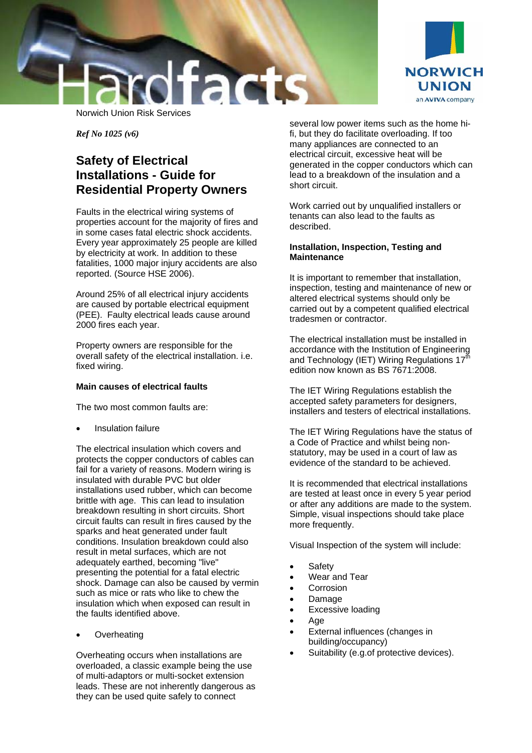Norwich Union Risk Services

*Ref No 1025 (v6)*

## Safety of Electrical Installations - Guide for Residential Property Owners

Faults in the electrical wiring systems of properties account for the majority of fires and in some cases fatal electric shock accidents. Every year approximately 25 people are killed by electricity at work. In addition to these fatalities, 1000 major injury accidents are also reported. (Source HSE 2006).

Around 25% of all electrical injury accidents are caused by portable electrical equipment (PEE). Faulty electrical leads cause around 2000 fires each year.

Property owners are responsible for the overall safety of the electrical installation. i.e. fixed wiring.

### Main causes of electrical faults

The two most common faults are:

- Insulation failure

The electrical insulation which covers and protects the copper conductors of cables can fail for a variety of reasons. Modern wiring is insulated with durable PVC but older installations used rubber, which can become brittle with age. This can lead to insulation breakdown resulting in short circuits. Short circuit faults can result in fires caused by the sparks and heat generated under fault conditions. Insulation breakdown could also result in metal surfaces, which are not adequately earthed, becoming "live" presenting the potential for a fatal electric shock. Damage can also be caused by vermin such as mice or rats who like to chew the insulation which when exposed can result in the faults identified above.

- Overheating

Overheating occurs when installations are overloaded, a classic example being the use of multi-adaptors or multi-socket extension leads. These are not inherently dangerous as they can be used quite safely to connect several low power items such as the home hi-fi, but they do facilitate overloading. If too many appliances are connected to an electrical circuit, excessive heat will be generated in the copper conductors which can lead to a breakdown of the insulation and a short circuit.

Work carried out by unqualified installers or tenants can also lead to the faults as described.

### Installation, Inspection, Testing and Maintenance

It is important to remember that installation, inspection, testing and maintenance of new or altered electrical systems should only be carried out by a competent qualified electrical tradesmen or contractor.

The electrical installation must be installed in accordance with the Institution of Engineering and Technology (IET) Wiring Regulations 17th edition now known as BS 7671:2008.

The IET Wiring Regulations establish the accepted safety parameters for designers, installers and testers of electrical installations.

The IET Wiring Regulations have the status of a Code of Practice and whilst being non-statutory, may be used in a court of law as evidence of the standard to be achieved.

It is recommended that electrical installations are tested at least once in every 5 year period or after any additions are made to the system. Simple, visual inspections should take place more frequently.

Visual Inspection of the system will include:

- Safety
- Wear and Tear
- Corrosion
- Damage
- Excessive loading
- Age
- External influences (changes in building/occupancy)
- Suitability (e.g.of protective devices).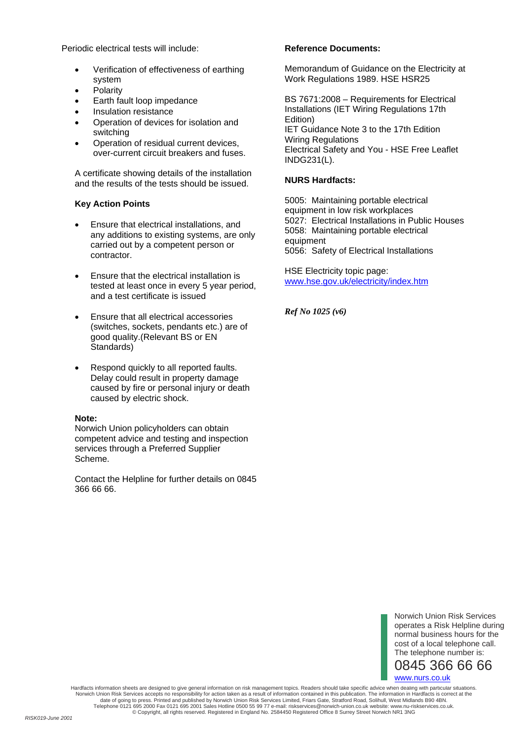Periodic electrical tests will include:

- Verification of effectiveness of earthing system
- Polarity
- Earth fault loop impedance
- Insulation resistance
- Operation of devices for isolation and switching
- Operation of residual current devices, over-current circuit breakers and fuses.

A certificate showing details of the installation and the results of the tests should be issued.

**Key Action Points**

- Ensure that electrical installations, and any additions to existing systems, are only carried out by a competent person or contractor.
- Ensure that the electrical installation is tested at least once in every 5 year period, and a test certificate is issued
- Ensure that all electrical accessories (switches, sockets, pendants etc.) are of good quality.(Relevant BS or EN Standards)
- Respond quickly to all reported faults. Delay could result in property damage caused by fire or personal injury or death caused by electric shock.

**Note:**
Norwich Union policyholders can obtain competent advice and testing and inspection services through a Preferred Supplier Scheme.

Contact the Helpline for further details on 0845 366 66 66.

**Reference Documents:**

Memorandum of Guidance on the Electricity at Work Regulations 1989. HSE HSR25

BS 7671:2008 – Requirements for Electrical Installations (IET Wiring Regulations 17th Edition)
IET Guidance Note 3 to the 17th Edition Wiring Regulations
Electrical Safety and You - HSE Free Leaflet INDG231(L).

**NURS Hardfacts:**

5005: Maintaining portable electrical equipment in low risk workplaces
5027: Electrical Installations in Public Houses
5058: Maintaining portable electrical equipment
5056: Safety of Electrical Installations

HSE Electricity topic page:
www.hse.gov.uk/electricity/index.htm

***Ref No 1025 (v6)***

Norwich Union Risk Services operates a Risk Helpline during normal business hours for the cost of a local telephone call. The telephone number is:
0845 366 66 66
www.nurs.co.uk

Hardfacts information sheets are designed to give general information on risk management topics. Readers should take specific advice when dealing with particular situations. Norwich Union Risk Services accepts no responsibility for action taken as a result of information contained in this publication. The information in Hardfacts is correct at the date of going to press. Printed and published by Norwich Union Risk Services Limited, Friars Gate, Stratford Road, Solihull, West Midlands B90 4BN. Telephone 0121 695 2000 Fax 0121 695 2001 Sales Hotline 0500 55 99 77 e-mail: riskservices@norwich-union.co.uk website: www.nu-riskservices.co.uk. © Copyright, all rights reserved. Registered in England No. 2584450 Registered Office 8 Surrey Street Norwich NR1 3NG

*RISK019-June 2001*